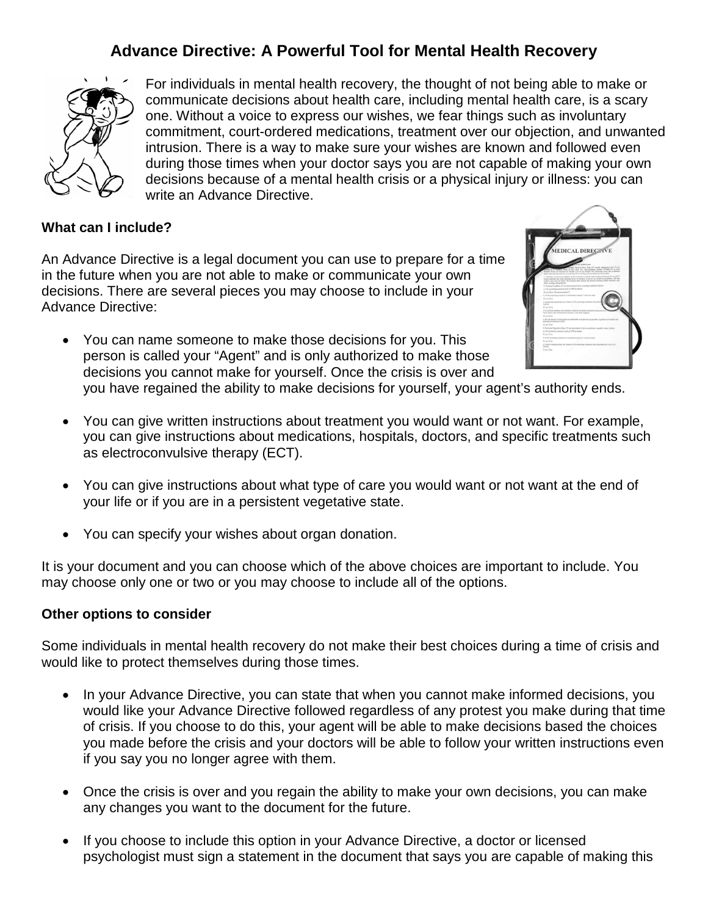# Advance Directive: A Powerful Tool for Mental Health Recovery

For individuals in mental health recovery, the thought of not being able to make or communicate decisions about health care, including mental health care, is a scary one. Without a voice to express our wishes, we fear things such as involuntary commitment, court-ordered medications, treatment over our objection, and unwanted intrusion. There is a way to make sure your wishes are known and followed even during those times when your doctor says you are not capable of making your own decisions because of a mental health crisis or a physical injury or illness: you can write an Advance Directive.

**What can I include?**

An Advance Directive is a legal document you can use to prepare for a time in the future when you are not able to make or communicate your own decisions. There are several pieces you may choose to include in your Advance Directive:

- You can name someone to make those decisions for you. This person is called your "Agent" and is only authorized to make those decisions you cannot make for yourself. Once the crisis is over and you have regained the ability to make decisions for yourself, your agent's authority ends.

- You can give written instructions about treatment you would want or not want. For example, you can give instructions about medications, hospitals, doctors, and specific treatments such as electroconvulsive therapy (ECT).

- You can give instructions about what type of care you would want or not want at the end of your life or if you are in a persistent vegetative state.

- You can specify your wishes about organ donation.

It is your document and you can choose which of the above choices are important to include. You may choose only one or two or you may choose to include all of the options.

**Other options to consider**

Some individuals in mental health recovery do not make their best choices during a time of crisis and would like to protect themselves during those times.

- In your Advance Directive, you can state that when you cannot make informed decisions, you would like your Advance Directive followed regardless of any protest you make during that time of crisis. If you choose to do this, your agent will be able to make decisions based the choices you made before the crisis and your doctors will be able to follow your written instructions even if you say you no longer agree with them.

- Once the crisis is over and you regain the ability to make your own decisions, you can make any changes you want to the document for the future.

- If you choose to include this option in your Advance Directive, a doctor or licensed psychologist must sign a statement in the document that says you are capable of making this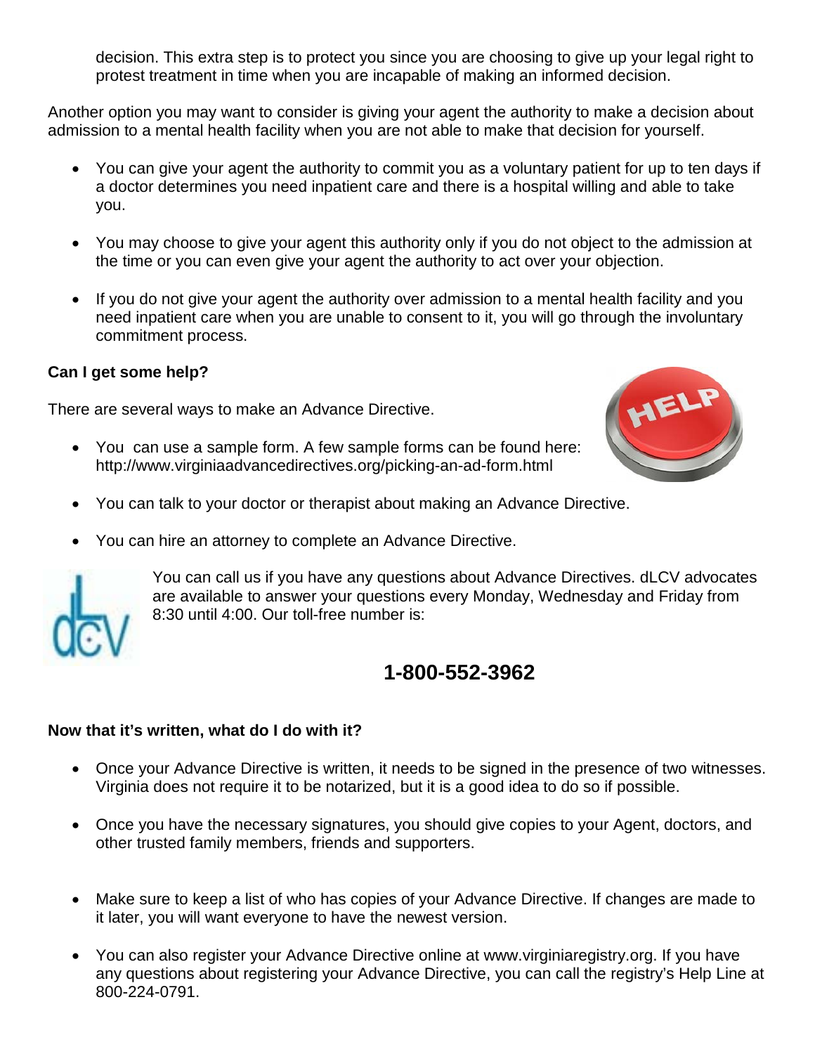decision. This extra step is to protect you since you are choosing to give up your legal right to protest treatment in time when you are incapable of making an informed decision.

Another option you may want to consider is giving your agent the authority to make a decision about admission to a mental health facility when you are not able to make that decision for yourself.

- You can give your agent the authority to commit you as a voluntary patient for up to ten days if a doctor determines you need inpatient care and there is a hospital willing and able to take you.
- You may choose to give your agent this authority only if you do not object to the admission at the time or you can even give your agent the authority to act over your objection.
- If you do not give your agent the authority over admission to a mental health facility and you need inpatient care when you are unable to consent to it, you will go through the involuntary commitment process.

**Can I get some help?**

There are several ways to make an Advance Directive.

- You can use a sample form. A few sample forms can be found here: http://www.virginiaadvancedirectives.org/picking-an-ad-form.html
- You can talk to your doctor or therapist about making an Advance Directive.
- You can hire an attorney to complete an Advance Directive.

You can call us if you have any questions about Advance Directives. dLCV advocates are available to answer your questions every Monday, Wednesday and Friday from 8:30 until 4:00. Our toll-free number is:

## 1-800-552-3962

**Now that it's written, what do I do with it?**

- Once your Advance Directive is written, it needs to be signed in the presence of two witnesses. Virginia does not require it to be notarized, but it is a good idea to do so if possible.
- Once you have the necessary signatures, you should give copies to your Agent, doctors, and other trusted family members, friends and supporters.
- Make sure to keep a list of who has copies of your Advance Directive. If changes are made to it later, you will want everyone to have the newest version.
- You can also register your Advance Directive online at www.virginiaregistry.org. If you have any questions about registering your Advance Directive, you can call the registry's Help Line at 800-224-0791.